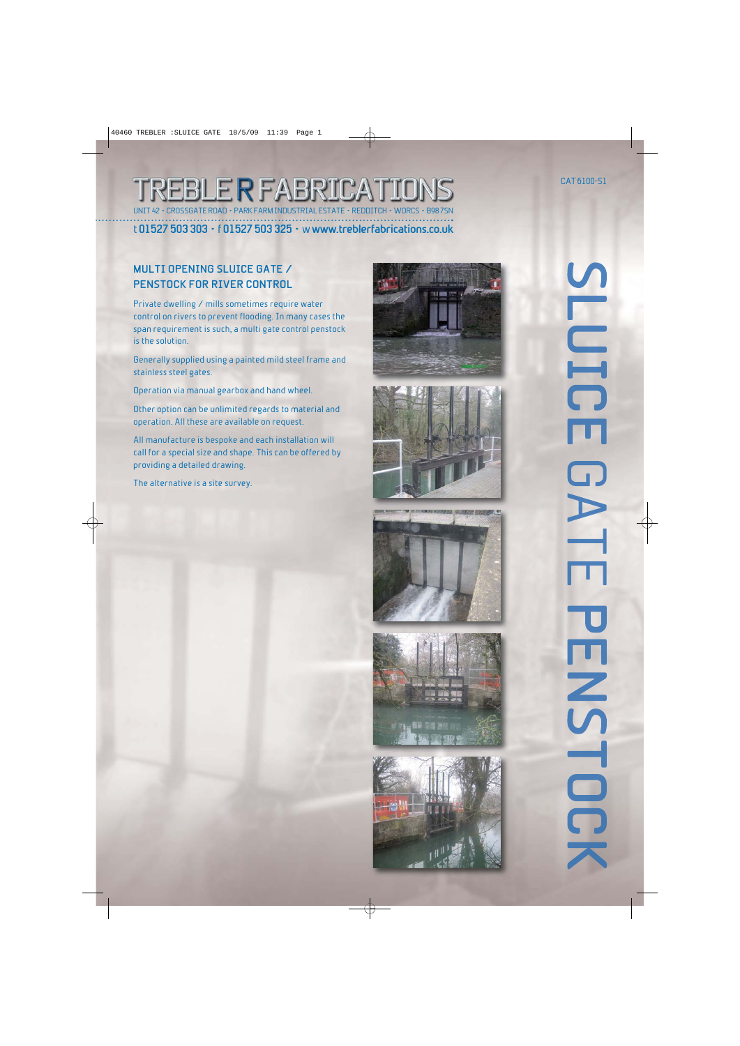# TREBLE R FABRICATIONS

UNIT 42 • CROSSGATE ROAD • PARK FARM INDUSTRIAL ESTATE • REDDITCH • WORCS • B98 7SN

t 01527 503 303 • f 01527 503 325 • w www.treblerfabrications.co.uk

CAT 6100-S1

# SLUICE GATE PENSTOCK

## MULTI OPENING SLUICE GATE / PENSTOCK FOR RIVER CONTROL

Private dwelling / mills sometimes require water control on rivers to prevent flooding. In many cases the span requirement is such, a multi gate control penstock is the solution.

Generally supplied using a painted mild steel frame and stainless steel gates.

Operation via manual gearbox and hand wheel.

Other option can be unlimited regards to material and operation. All these are available on request.

All manufacture is bespoke and each installation will call for a special size and shape. This can be offered by providing a detailed drawing.

The alternative is a site survey.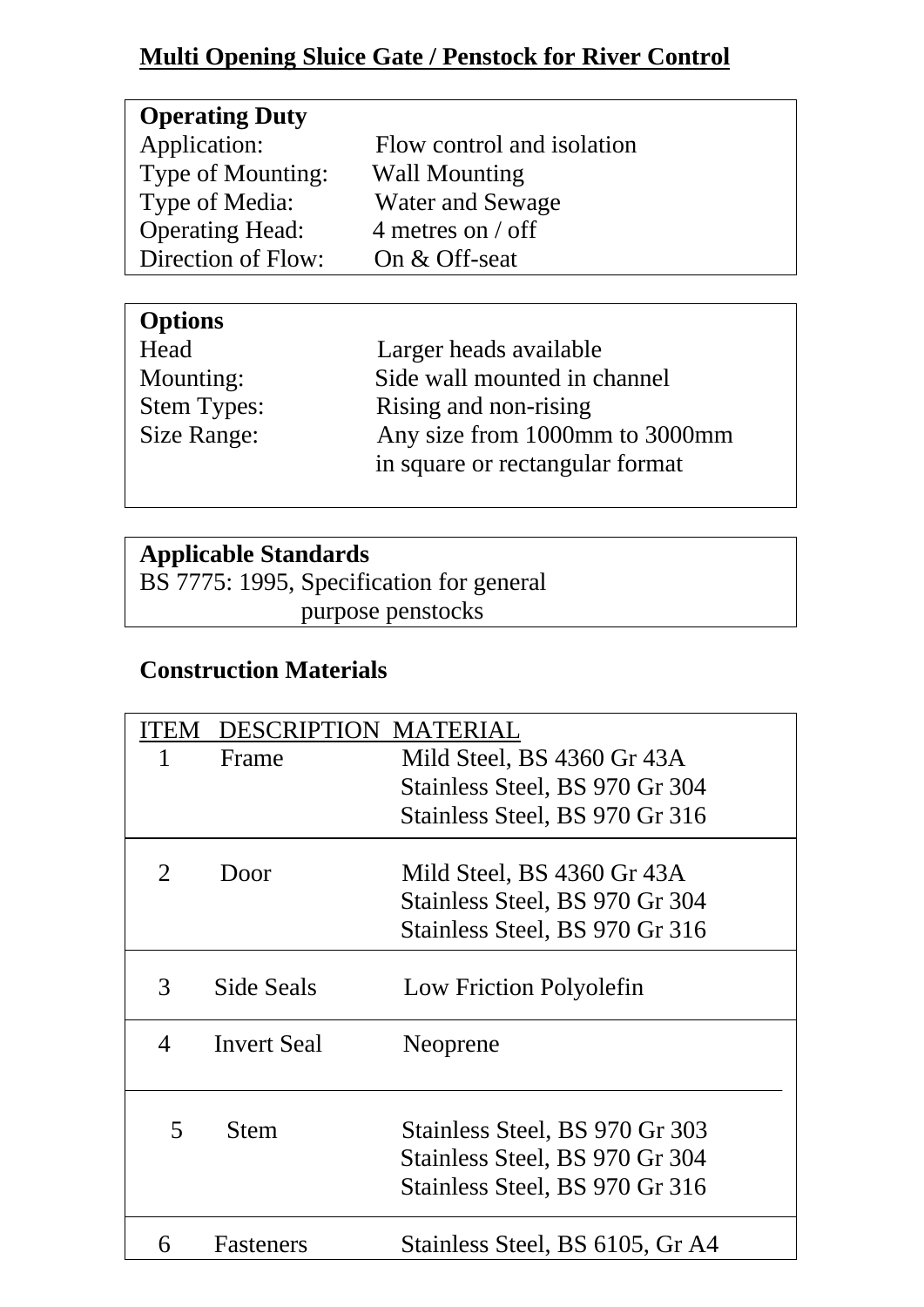# Multi Opening Sluice Gate / Penstock for River Control

| **Operating Duty** | |
|---|---|
| Application: | Flow control and isolation |
| Type of Mounting: | Wall Mounting |
| Type of Media: | Water and Sewage |
| Operating Head: | 4 metres on / off |
| Direction of Flow: | On & Off-seat |

| **Options** | |
|---|---|
| Head | Larger heads available |
| Mounting: | Side wall mounted in channel |
| Stem Types: | Rising and non-rising |
| Size Range: | Any size from 1000mm to 3000mm in square or rectangular format |

**Applicable Standards**

BS 7775: 1995, Specification for general purpose penstocks

## Construction Materials

| ITEM | DESCRIPTION | MATERIAL |
|---|---|---|
| 1 | Frame | Mild Steel, BS 4360 Gr 43A<br>Stainless Steel, BS 970 Gr 304<br>Stainless Steel, BS 970 Gr 316 |
| 2 | Door | Mild Steel, BS 4360 Gr 43A<br>Stainless Steel, BS 970 Gr 304<br>Stainless Steel, BS 970 Gr 316 |
| 3 | Side Seals | Low Friction Polyolefin |
| 4 | Invert Seal | Neoprene |
| 5 | Stem | Stainless Steel, BS 970 Gr 303<br>Stainless Steel, BS 970 Gr 304<br>Stainless Steel, BS 970 Gr 316 |
| 6 | Fasteners | Stainless Steel, BS 6105, Gr A4 |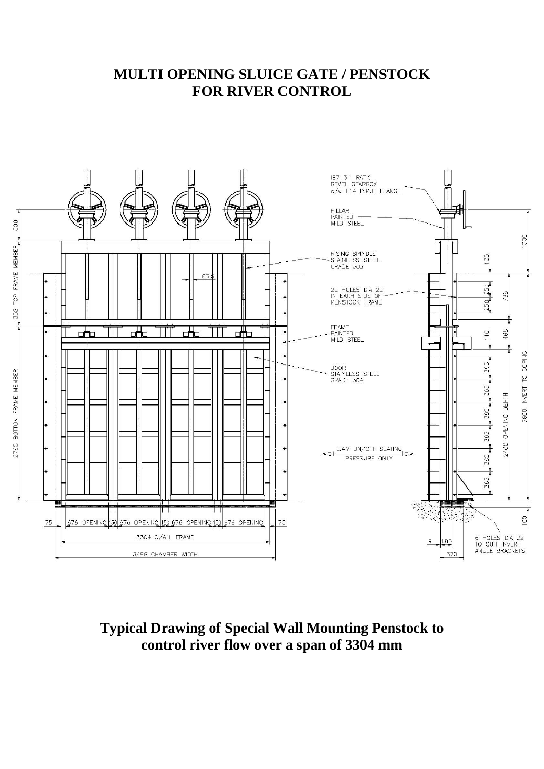# MULTI OPENING SLUICE GATE / PENSTOCK FOR RIVER CONTROL

IB7 3:1 RATIO BEVEL GEARBOX c/w F14 INPUT FLANGE

PILLAR PAINTED MILD STEEL

RISING SPINDLE STAINLESS STEEL GRADE 303

22 HOLES DIA 22 IN EACH SIDE OF PENSTOCK FRAME

FRAME PAINTED MILD STEEL

DOOR STAINLESS STEEL GRADE 304

2.4M ON/OFF SEATING PRESSURE ONLY

6 HOLES DIA 22 TO SUIT INVERT ANGLE BRACKETS

500 | 1335 TOP FRAME MEMBER | 2765 BOTTOM FRAME MEMBER | 63.5

75 | 676 OPENING | 150 | 676 OPENING | 150 | 676 OPENING | 150 | 676 OPENING | 75

3304 O/ALL FRAME

3496 CHAMBER WIDTH

1000 | 135 | 250 | 250 | 735 | 110 | 465 | 365 | 365 | 365 | 365 | 365 | 365 | 2400 OPENING DEPTH | 3600 INVERT TO COPING | 100

9 | 180 | 370

**Typical Drawing of Special Wall Mounting Penstock to control river flow over a span of 3304 mm**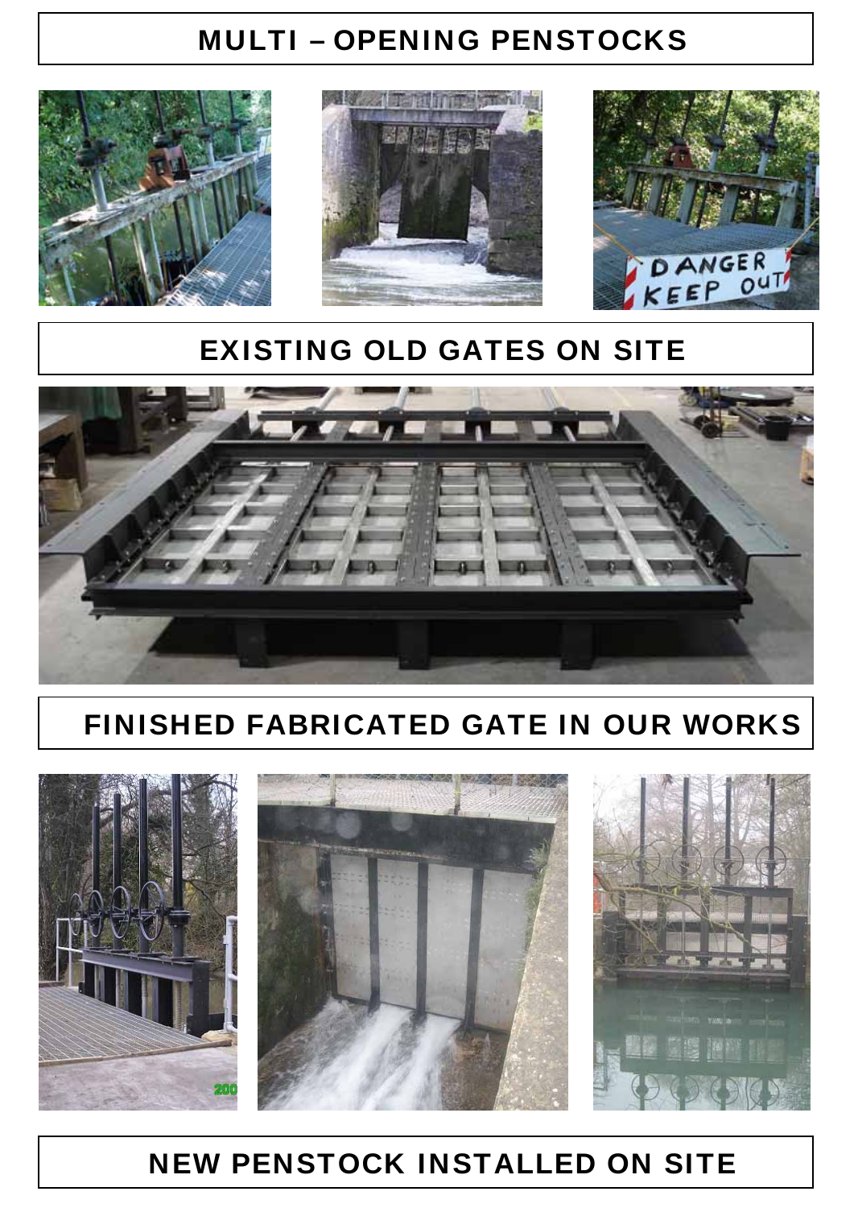# MULTI – OPENING PENSTOCKS

## EXISTING OLD GATES ON SITE

## FINISHED FABRICATED GATE IN OUR WORKS

## NEW PENSTOCK INSTALLED ON SITE